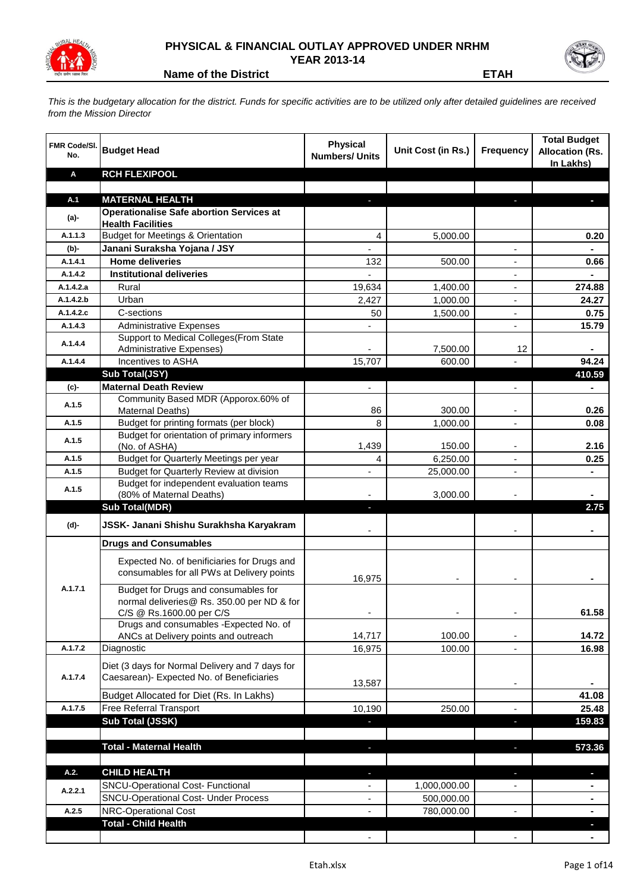# PHYSICAL & FINANCIAL OUTLAY APPROVED UNDER NRHM
## YEAR 2013-14

**Name of the District** **ETAH**

*This is the budgetary allocation for the district. Funds for specific activities are to be utilized only after detailed guidelines are received from the Mission Director*

| FMR Code/Sl. No. | Budget Head | Physical Numbers/ Units | Unit Cost (in Rs.) | Frequency | Total Budget Allocation (Rs. In Lakhs) |
|---|---|---|---|---|---|
| **A** | **RCH FLEXIPOOL** | | | | |
| | | | | | |
| **A.1** | **MATERNAL HEALTH** | - | | - | - |
| **(a)-** | **Operationalise Safe abortion Services at Health Facilities** | | | | |
| A.1.1.3 | Budget for Meetings & Orientation | 4 | 5,000.00 | | 0.20 |
| **(b)-** | **Janani Suraksha Yojana / JSY** | - | | - | - |
| A.1.4.1 | **Home deliveries** | 132 | 500.00 | - | 0.66 |
| A.1.4.2 | **Institutional deliveries** | - | | - | - |
| A.1.4.2.a | Rural | 19,634 | 1,400.00 | - | 274.88 |
| A.1.4.2.b | Urban | 2,427 | 1,000.00 | - | 24.27 |
| A.1.4.2.c | C-sections | 50 | 1,500.00 | - | 0.75 |
| A.1.4.3 | Administrative Expenses | - | | - | 15.79 |
| A.1.4.4 | Support to Medical Colleges(From State Administrative Expenses) | - | 7,500.00 | 12 | - |
| A.1.4.4 | Incentives to ASHA | 15,707 | 600.00 | - | 94.24 |
| | **Sub Total(JSY)** | | | | **410.59** |
| **(c)-** | **Maternal Death Review** | - | | - | - |
| A.1.5 | Community Based MDR (Apporox.60% of Maternal Deaths) | 86 | 300.00 | - | 0.26 |
| A.1.5 | Budget for printing formats (per block) | 8 | 1,000.00 | - | 0.08 |
| A.1.5 | Budget for orientation of primary informers (No. of ASHA) | 1,439 | 150.00 | - | 2.16 |
| A.1.5 | Budget for Quarterly Meetings per year | 4 | 6,250.00 | - | 0.25 |
| A.1.5 | Budget for Quarterly Review at division | - | 25,000.00 | - | - |
| A.1.5 | Budget for independent evaluation teams (80% of Maternal Deaths) | - | 3,000.00 | - | - |
| | **Sub Total(MDR)** | - | | | **2.75** |
| **(d)-** | **JSSK- Janani Shishu Surakhsha Karyakram** | - | | - | - |
| | **Drugs and Consumables** | | | | |
| A.1.7.1 | Expected No. of benificiaries for Drugs and consumables for all PWs at Delivery points | 16,975 | - | - | - |
| | Budget for Drugs and consumables for normal deliveries@ Rs. 350.00 per ND & for C/S @ Rs.1600.00 per C/S | - | - | - | 61.58 |
| | Drugs and consumables -Expected No. of ANCs at Delivery points and outreach | 14,717 | 100.00 | - | 14.72 |
| A.1.7.2 | Diagnostic | 16,975 | 100.00 | - | 16.98 |
| A.1.7.4 | Diet (3 days for Normal Delivery and 7 days for Caesarean)- Expected No. of Beneficiaries | 13,587 | | - | - |
| | Budget Allocated for Diet (Rs. In Lakhs) | | | | 41.08 |
| A.1.7.5 | Free Referral Transport | 10,190 | 250.00 | - | 25.48 |
| | **Sub Total (JSSK)** | - | | - | **159.83** |
| | | | | | |
| | **Total - Maternal Health** | - | | - | **573.36** |
| | | | | | |
| **A.2.** | **CHILD HEALTH** | - | | - | - |
| A.2.2.1 | SNCU-Operational Cost- Functional | - | 1,000,000.00 | - | - |
| | SNCU-Operational Cost- Under Process | - | 500,000.00 | | - |
| A.2.5 | NRC-Operational Cost | - | 780,000.00 | - | - |
| | **Total - Child Health** | | | | - |
| | | - | | - | - |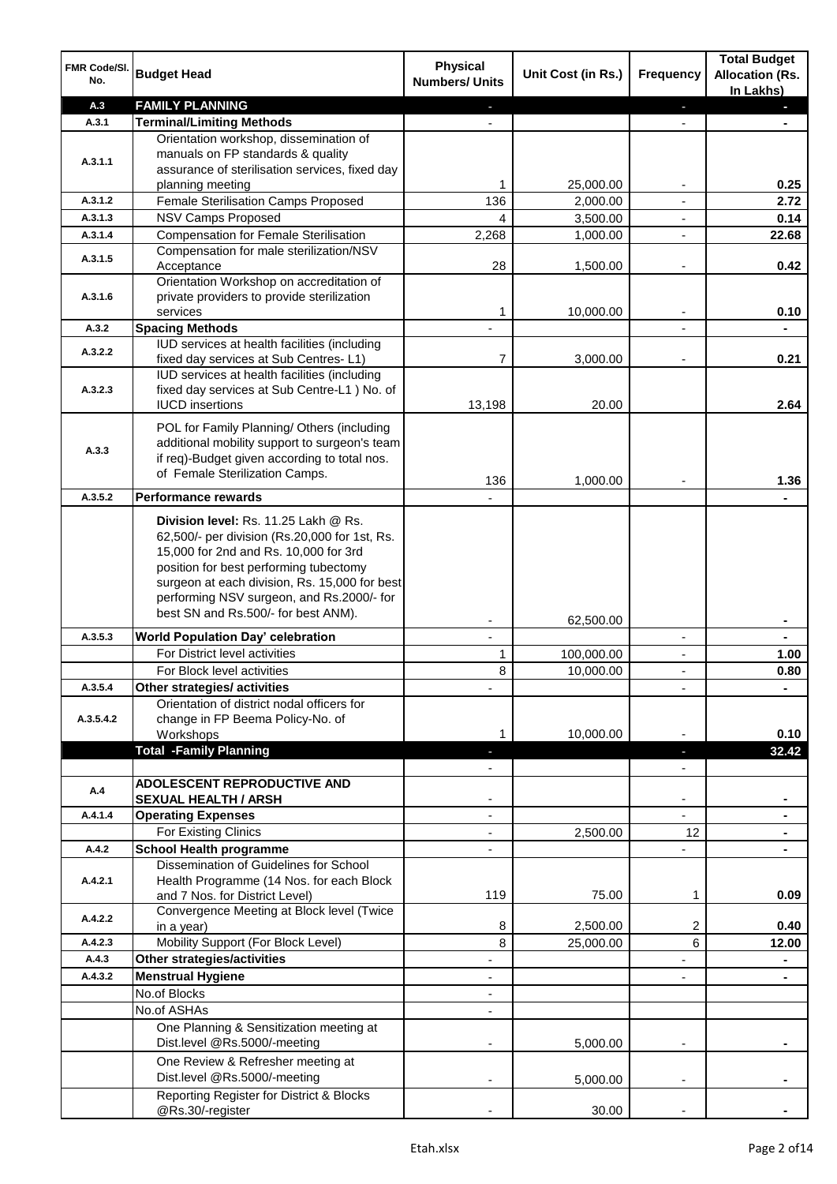| FMR Code/Sl. No. | Budget Head | Physical Numbers/ Units | Unit Cost (in Rs.) | Frequency | Total Budget Allocation (Rs. In Lakhs) |
|---|---|---|---|---|---|
| A.3 | **FAMILY PLANNING** | - | | - | - |
| A.3.1 | **Terminal/Limiting Methods** | - | | - | - |
| A.3.1.1 | Orientation workshop, dissemination of manuals on FP standards & quality assurance of sterilisation services, fixed day planning meeting | 1 | 25,000.00 | - | 0.25 |
| A.3.1.2 | Female Sterilisation Camps Proposed | 136 | 2,000.00 | - | 2.72 |
| A.3.1.3 | NSV Camps Proposed | 4 | 3,500.00 | - | 0.14 |
| A.3.1.4 | Compensation for Female Sterilisation | 2,268 | 1,000.00 | - | 22.68 |
| A.3.1.5 | Compensation for male sterilization/NSV Acceptance | 28 | 1,500.00 | - | 0.42 |
| A.3.1.6 | Orientation Workshop on accreditation of private providers to provide sterilization services | 1 | 10,000.00 | - | 0.10 |
| A.3.2 | **Spacing Methods** | - | | - | - |
| A.3.2.2 | IUD services at health facilities (including fixed day services at Sub Centres- L1) | 7 | 3,000.00 | - | 0.21 |
| A.3.2.3 | IUD services at health facilities (including fixed day services at Sub Centre-L1 ) No. of IUCD insertions | 13,198 | 20.00 | | 2.64 |
| A.3.3 | POL for Family Planning/ Others (including additional mobility support to surgeon's team if req)-Budget given according to total nos. of Female Sterilization Camps. | 136 | 1,000.00 | - | 1.36 |
| A.3.5.2 | **Performance rewards** | - | | | - |
| | **Division level:** Rs. 11.25 Lakh @ Rs. 62,500/- per division (Rs.20,000 for 1st, Rs. 15,000 for 2nd and Rs. 10,000 for 3rd position for best performing tubectomy surgeon at each division, Rs. 15,000 for best performing NSV surgeon, and Rs.2000/- for best SN and Rs.500/- for best ANM). | - | 62,500.00 | | - |
| A.3.5.3 | **World Population Day' celebration** | - | | - | - |
| | For District level activities | 1 | 100,000.00 | - | 1.00 |
| | For Block level activities | 8 | 10,000.00 | - | 0.80 |
| A.3.5.4 | **Other strategies/ activities** | - | | - | - |
| A.3.5.4.2 | Orientation of district nodal officers for change in FP Beema Policy-No. of Workshops | 1 | 10,000.00 | - | 0.10 |
| | **Total -Family Planning** | - | | - | 32.42 |
| | | - | | - | |
| A.4 | **ADOLESCENT REPRODUCTIVE AND SEXUAL HEALTH / ARSH** | - | | - | - |
| A.4.1.4 | **Operating Expenses** | - | | - | - |
| | For Existing Clinics | - | 2,500.00 | 12 | - |
| A.4.2 | **School Health programme** | - | | - | - |
| A.4.2.1 | Dissemination of Guidelines for School Health Programme (14 Nos. for each Block and 7 Nos. for District Level) | 119 | 75.00 | 1 | 0.09 |
| A.4.2.2 | Convergence Meeting at Block level (Twice in a year) | 8 | 2,500.00 | 2 | 0.40 |
| A.4.2.3 | Mobility Support (For Block Level) | 8 | 25,000.00 | 6 | 12.00 |
| A.4.3 | **Other strategies/activities** | - | | - | - |
| A.4.3.2 | **Menstrual Hygiene** | - | | - | - |
| | No.of Blocks | - | | | |
| | No.of ASHAs | - | | | |
| | One Planning & Sensitization meeting at Dist.level @Rs.5000/-meeting | - | 5,000.00 | - | - |
| | One Review & Refresher meeting at Dist.level @Rs.5000/-meeting | - | 5,000.00 | - | - |
| | Reporting Register for District & Blocks @Rs.30/-register | - | 30.00 | - | - |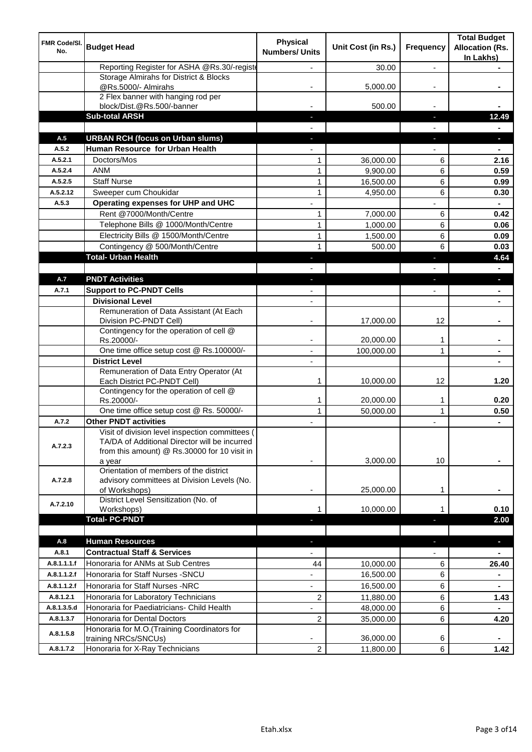| FMR Code/Sl. No. | Budget Head | Physical Numbers/ Units | Unit Cost (in Rs.) | Frequency | Total Budget Allocation (Rs. In Lakhs) |
|---|---|---|---|---|---|
| | Reporting Register for ASHA @Rs.30/-registe | - | 30.00 | - | - |
| | Storage Almirahs for District & Blocks @Rs.5000/- Almirahs | - | 5,000.00 | - | - |
| | 2 Flex banner with hanging rod per block/Dist.@Rs.500/-banner | - | 500.00 | - | - |
| | **Sub-total ARSH** | - | | - | **12.49** |
| | | - | | - | - |
| **A.5** | **URBAN RCH (focus on Urban slums)** | - | | - | - |
| **A.5.2** | **Human Resource for Urban Health** | - | | - | - |
| A.5.2.1 | Doctors/Mos | 1 | 36,000.00 | 6 | **2.16** |
| A.5.2.4 | ANM | 1 | 9,900.00 | 6 | **0.59** |
| A.5.2.5 | Staff Nurse | 1 | 16,500.00 | 6 | **0.99** |
| A.5.2.12 | Sweeper cum Choukidar | 1 | 4,950.00 | 6 | **0.30** |
| **A.5.3** | **Operating expenses for UHP and UHC** | - | | - | - |
| | Rent @7000/Month/Centre | 1 | 7,000.00 | 6 | **0.42** |
| | Telephone Bills @ 1000/Month/Centre | 1 | 1,000.00 | 6 | **0.06** |
| | Electricity Bills @ 1500/Month/Centre | 1 | 1,500.00 | 6 | **0.09** |
| | Contingency @ 500/Month/Centre | 1 | 500.00 | 6 | **0.03** |
| | **Total- Urban Health** | - | | - | **4.64** |
| | | - | | - | - |
| **A.7** | **PNDT Activities** | - | | - | - |
| **A.7.1** | **Support to PC-PNDT Cells** | - | | - | - |
| | **Divisional Level** | - | | | - |
| | Remuneration of Data Assistant (At Each Division PC-PNDT Cell) | - | 17,000.00 | 12 | - |
| | Contingency for the operation of cell @ Rs.20000/- | - | 20,000.00 | 1 | - |
| | One time office setup cost @ Rs.100000/- | - | 100,000.00 | 1 | - |
| | **District Level** | - | | | - |
| | Remuneration of Data Entry Operator (At Each District PC-PNDT Cell) | 1 | 10,000.00 | 12 | **1.20** |
| | Contingency for the operation of cell @ Rs.20000/- | 1 | 20,000.00 | 1 | **0.20** |
| | One time office setup cost @ Rs. 50000/- | 1 | 50,000.00 | 1 | **0.50** |
| **A.7.2** | **Other PNDT activities** | - | | - | - |
| A.7.2.3 | Visit of division level inspection committees ( TA/DA of Additional Director will be incurred from this amount) @ Rs.30000 for 10 visit in a year | - | 3,000.00 | 10 | - |
| A.7.2.8 | Orientation of members of the district advisory committees at Division Levels (No. of Workshops) | - | 25,000.00 | 1 | - |
| A.7.2.10 | District Level Sensitization (No. of Workshops) | 1 | 10,000.00 | 1 | **0.10** |
| | **Total- PC-PNDT** | - | | - | **2.00** |
| | | | | | |
| **A.8** | **Human Resources** | - | | - | - |
| **A.8.1** | **Contractual Staff & Services** | - | | - | - |
| A.8.1.1.1.f | Honoraria for ANMs at Sub Centres | 44 | 10,000.00 | 6 | **26.40** |
| A.8.1.1.2.f | Honoraria for Staff Nurses -SNCU | - | 16,500.00 | 6 | - |
| A.8.1.1.2.f | Honoraria for Staff Nurses -NRC | - | 16,500.00 | 6 | - |
| A.8.1.2.1 | Honoraria for Laboratory Technicians | 2 | 11,880.00 | 6 | **1.43** |
| A.8.1.3.5.d | Honoraria for Paediatricians- Child Health | - | 48,000.00 | 6 | - |
| A.8.1.3.7 | Honoraria for Dental Doctors | 2 | 35,000.00 | 6 | **4.20** |
| A.8.1.5.8 | Honoraria for M.O.(Training Coordinators for training NRCs/SNCUs) | - | 36,000.00 | 6 | - |
| A.8.1.7.2 | Honoraria for X-Ray Technicians | 2 | 11,800.00 | 6 | **1.42** |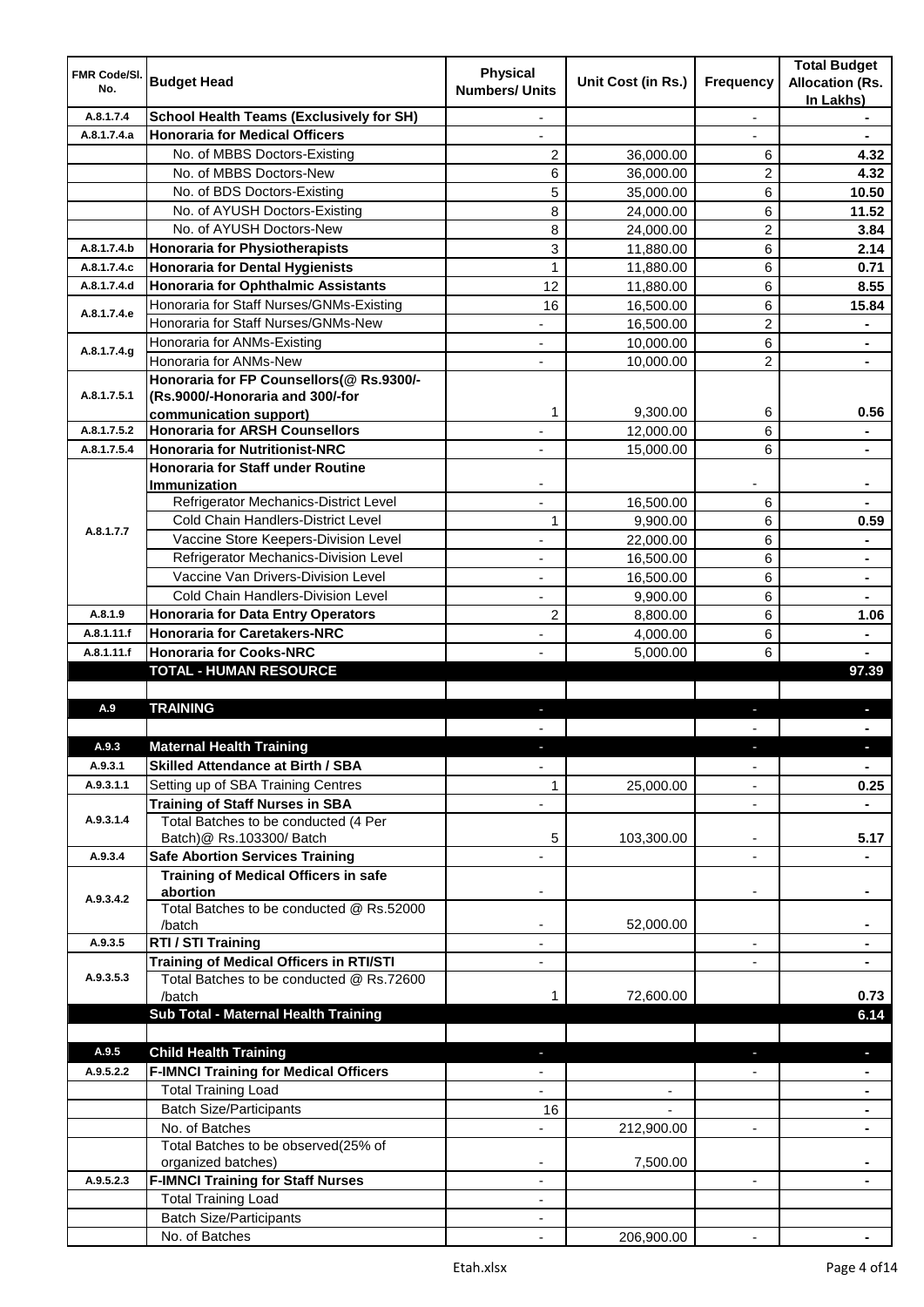| FMR Code/Sl. No. | Budget Head | Physical Numbers/ Units | Unit Cost (in Rs.) | Frequency | Total Budget Allocation (Rs. In Lakhs) |
|---|---|---|---|---|---|
| A.8.1.7.4 | **School Health Teams (Exclusively for SH)** | - | | - | - |
| A.8.1.7.4.a | **Honoraria for Medical Officers** | - | | - | - |
| | No. of MBBS Doctors-Existing | 2 | 36,000.00 | 6 | **4.32** |
| | No. of MBBS Doctors-New | 6 | 36,000.00 | 2 | **4.32** |
| | No. of BDS Doctors-Existing | 5 | 35,000.00 | 6 | **10.50** |
| | No. of AYUSH Doctors-Existing | 8 | 24,000.00 | 6 | **11.52** |
| | No. of AYUSH Doctors-New | 8 | 24,000.00 | 2 | **3.84** |
| A.8.1.7.4.b | **Honoraria for Physiotherapists** | 3 | 11,880.00 | 6 | **2.14** |
| A.8.1.7.4.c | **Honoraria for Dental Hygienists** | 1 | 11,880.00 | 6 | **0.71** |
| A.8.1.7.4.d | **Honoraria for Ophthalmic Assistants** | 12 | 11,880.00 | 6 | **8.55** |
| A.8.1.7.4.e | Honoraria for Staff Nurses/GNMs-Existing | 16 | 16,500.00 | 6 | **15.84** |
| | Honoraria for Staff Nurses/GNMs-New | - | 16,500.00 | 2 | - |
| A.8.1.7.4.g | Honoraria for ANMs-Existing | - | 10,000.00 | 6 | - |
| | Honoraria for ANMs-New | - | 10,000.00 | 2 | - |
| A.8.1.7.5.1 | **Honoraria for FP Counsellors(@ Rs.9300/- (Rs.9000/-Honoraria and 300/-for communication support)** | 1 | 9,300.00 | 6 | **0.56** |
| A.8.1.7.5.2 | **Honoraria for ARSH Counsellors** | - | 12,000.00 | 6 | - |
| A.8.1.7.5.4 | **Honoraria for Nutritionist-NRC** | - | 15,000.00 | 6 | - |
| A.8.1.7.7 | **Honoraria for Staff under Routine Immunization** | - | | - | - |
| | Refrigerator Mechanics-District Level | - | 16,500.00 | 6 | - |
| | Cold Chain Handlers-District Level | 1 | 9,900.00 | 6 | **0.59** |
| | Vaccine Store Keepers-Division Level | - | 22,000.00 | 6 | - |
| | Refrigerator Mechanics-Division Level | - | 16,500.00 | 6 | - |
| | Vaccine Van Drivers-Division Level | - | 16,500.00 | 6 | - |
| | Cold Chain Handlers-Division Level | - | 9,900.00 | 6 | - |
| A.8.1.9 | **Honoraria for Data Entry Operators** | 2 | 8,800.00 | 6 | **1.06** |
| A.8.1.11.f | **Honoraria for Caretakers-NRC** | - | 4,000.00 | 6 | - |
| A.8.1.11.f | **Honoraria for Cooks-NRC** | - | 5,000.00 | 6 | - |
| | **TOTAL - HUMAN RESOURCE** | | | | **97.39** |
| | | | | | |
| A.9 | **TRAINING** | - | | - | - |
| | | - | | - | - |
| A.9.3 | **Maternal Health Training** | - | | - | - |
| A.9.3.1 | **Skilled Attendance at Birth / SBA** | - | | - | - |
| A.9.3.1.1 | Setting up of SBA Training Centres | 1 | 25,000.00 | - | **0.25** |
| A.9.3.1.4 | **Training of Staff Nurses in SBA** | - | | - | - |
| | Total Batches to be conducted (4 Per Batch)@ Rs.103300/ Batch | 5 | 103,300.00 | - | **5.17** |
| A.9.3.4 | **Safe Abortion Services Training** | - | | - | - |
| A.9.3.4.2 | **Training of Medical Officers in safe abortion** | - | | - | - |
| | Total Batches to be conducted @ Rs.52000 /batch | - | 52,000.00 | | - |
| A.9.3.5 | **RTI / STI Training** | - | | - | - |
| A.9.3.5.3 | **Training of Medical Officers in RTI/STI** | - | | - | - |
| | Total Batches to be conducted @ Rs.72600 /batch | 1 | 72,600.00 | | **0.73** |
| | **Sub Total - Maternal Health Training** | | | | **6.14** |
| | | | | | |
| A.9.5 | **Child Health Training** | - | | - | - |
| A.9.5.2.2 | **F-IMNCI Training for Medical Officers** | - | | - | - |
| | Total Training Load | - | - | | - |
| | Batch Size/Participants | 16 | - | | - |
| | No. of Batches | - | 212,900.00 | - | - |
| | Total Batches to be observed(25% of organized batches) | - | 7,500.00 | | - |
| A.9.5.2.3 | **F-IMNCI Training for Staff Nurses** | - | | - | - |
| | Total Training Load | - | | | |
| | Batch Size/Participants | - | | | |
| | No. of Batches | - | 206,900.00 | - | - |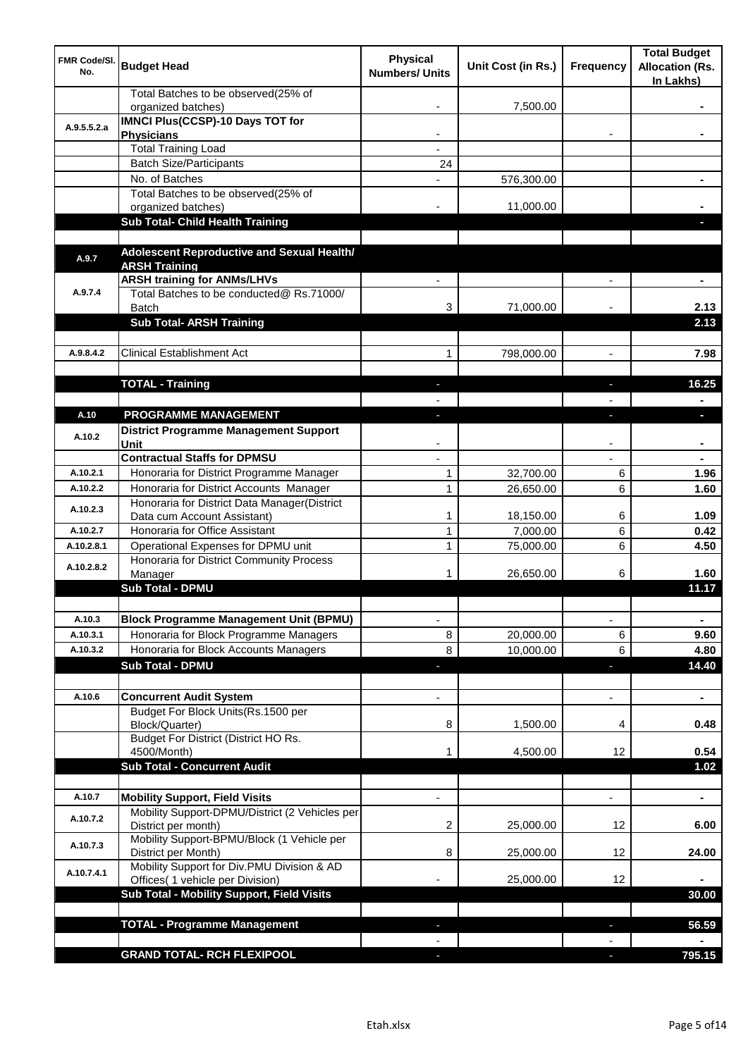| FMR Code/Sl. No. | Budget Head | Physical Numbers/ Units | Unit Cost (in Rs.) | Frequency | Total Budget Allocation (Rs. In Lakhs) |
|---|---|---|---|---|---|
| | Total Batches to be observed(25% of organized batches) | - | 7,500.00 | | - |
| A.9.5.5.2.a | **IMNCI Plus(CCSP)-10 Days TOT for Physicians** | - | | - | - |
| | Total Training Load | - | | | |
| | Batch Size/Participants | 24 | | | |
| | No. of Batches | - | 576,300.00 | | - |
| | Total Batches to be observed(25% of organized batches) | - | 11,000.00 | | - |
| | **Sub Total- Child Health Training** | | | | - |
| | | | | | |
| A.9.7 | **Adolescent Reproductive and Sexual Health/ ARSH Training** | | | | |
| A.9.7.4 | **ARSH training for ANMs/LHVs** | - | | - | - |
| | Total Batches to be conducted@ Rs.71000/ Batch | 3 | 71,000.00 | - | 2.13 |
| | **Sub Total- ARSH Training** | | | | **2.13** |
| | | | | | |
| A.9.8.4.2 | Clinical Establishment Act | 1 | 798,000.00 | - | 7.98 |
| | | | | | |
| | **TOTAL - Training** | - | | - | **16.25** |
| | | - | | - | - |
| A.10 | **PROGRAMME MANAGEMENT** | - | | - | - |
| A.10.2 | **District Programme Management Support Unit** | - | | - | - |
| | **Contractual Staffs for DPMSU** | - | | - | - |
| A.10.2.1 | Honoraria for District Programme Manager | 1 | 32,700.00 | 6 | 1.96 |
| A.10.2.2 | Honoraria for District Accounts Manager | 1 | 26,650.00 | 6 | 1.60 |
| A.10.2.3 | Honoraria for District Data Manager(District Data cum Account Assistant) | 1 | 18,150.00 | 6 | 1.09 |
| A.10.2.7 | Honoraria for Office Assistant | 1 | 7,000.00 | 6 | 0.42 |
| A.10.2.8.1 | Operational Expenses for DPMU unit | 1 | 75,000.00 | 6 | 4.50 |
| A.10.2.8.2 | Honoraria for District Community Process Manager | 1 | 26,650.00 | 6 | 1.60 |
| | **Sub Total - DPMU** | | | | **11.17** |
| | | | | | |
| A.10.3 | **Block Programme Management Unit (BPMU)** | - | | - | - |
| A.10.3.1 | Honoraria for Block Programme Managers | 8 | 20,000.00 | 6 | 9.60 |
| A.10.3.2 | Honoraria for Block Accounts Managers | 8 | 10,000.00 | 6 | 4.80 |
| | **Sub Total - DPMU** | - | | - | **14.40** |
| | | | | | |
| A.10.6 | **Concurrent Audit System** | - | | - | - |
| | Budget For Block Units(Rs.1500 per Block/Quarter) | 8 | 1,500.00 | 4 | 0.48 |
| | Budget For District (District HO Rs. 4500/Month) | 1 | 4,500.00 | 12 | 0.54 |
| | **Sub Total - Concurrent Audit** | | | | **1.02** |
| | | | | | |
| A.10.7 | **Mobility Support, Field Visits** | - | | - | - |
| A.10.7.2 | Mobility Support-DPMU/District (2 Vehicles per District per month) | 2 | 25,000.00 | 12 | 6.00 |
| A.10.7.3 | Mobility Support-BPMU/Block (1 Vehicle per District per Month) | 8 | 25,000.00 | 12 | 24.00 |
| A.10.7.4.1 | Mobility Support for Div.PMU Division & AD Offices( 1 vehicle per Division) | - | 25,000.00 | 12 | - |
| | **Sub Total - Mobility Support, Field Visits** | | | | **30.00** |
| | | | | | |
| | **TOTAL - Programme Management** | - | | - | **56.59** |
| | | - | | - | - |
| | **GRAND TOTAL- RCH FLEXIPOOL** | - | | - | **795.15** |

Etah.xlsx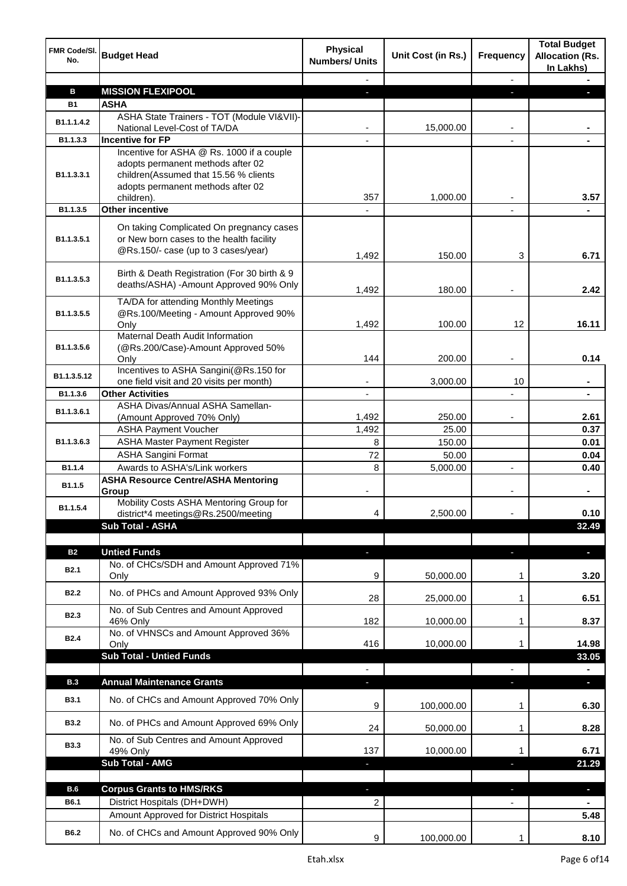| FMR Code/Sl. No. | Budget Head | Physical Numbers/ Units | Unit Cost (in Rs.) | Frequency | Total Budget Allocation (Rs. In Lakhs) |
|---|---|---|---|---|---|
| | | - | | - | - |
| **B** | **MISSION FLEXIPOOL** | - | | - | - |
| **B1** | **ASHA** | | | | |
| B1.1.1.4.2 | ASHA State Trainers - TOT (Module VI&VII)-National Level-Cost of TA/DA | - | 15,000.00 | - | - |
| B1.1.3.3 | **Incentive for FP** | - | | - | - |
| B1.1.3.3.1 | Incentive for ASHA @ Rs. 1000 if a couple adopts permanent methods after 02 children(Assumed that 15.56 % clients adopts permanent methods after 02 children). | 357 | 1,000.00 | - | 3.57 |
| B1.1.3.5 | **Other incentive** | - | | - | - |
| B1.1.3.5.1 | On taking Complicated On pregnancy cases or New born cases to the health facility @Rs.150/- case (up to 3 cases/year) | 1,492 | 150.00 | 3 | 6.71 |
| B1.1.3.5.3 | Birth & Death Registration (For 30 birth & 9 deaths/ASHA) -Amount Approved 90% Only | 1,492 | 180.00 | - | 2.42 |
| B1.1.3.5.5 | TA/DA for attending Monthly Meetings @Rs.100/Meeting - Amount Approved 90% Only | 1,492 | 100.00 | 12 | 16.11 |
| B1.1.3.5.6 | Maternal Death Audit Information (@Rs.200/Case)-Amount Approved 50% Only | 144 | 200.00 | - | 0.14 |
| B1.1.3.5.12 | Incentives to ASHA Sangini(@Rs.150 for one field visit and 20 visits per month) | - | 3,000.00 | 10 | - |
| B1.1.3.6 | **Other Activities** | - | | - | - |
| B1.1.3.6.1 | ASHA Divas/Annual ASHA Samellan-(Amount Approved 70% Only) | 1,492 | 250.00 | - | 2.61 |
| B1.1.3.6.3 | ASHA Payment Voucher | 1,492 | 25.00 | | 0.37 |
| | ASHA Master Payment Register | 8 | 150.00 | | 0.01 |
| | ASHA Sangini Format | 72 | 50.00 | | 0.04 |
| B1.1.4 | Awards to ASHA's/Link workers | 8 | 5,000.00 | - | 0.40 |
| B1.1.5 | **ASHA Resource Centre/ASHA Mentoring Group** | - | | - | - |
| B1.1.5.4 | Mobility Costs ASHA Mentoring Group for district*4 meetings@Rs.2500/meeting | 4 | 2,500.00 | - | 0.10 |
| | **Sub Total - ASHA** | | | | **32.49** |
| | | | | | |
| **B2** | **Untied Funds** | - | | - | - |
| B2.1 | No. of CHCs/SDH and Amount Approved 71% Only | 9 | 50,000.00 | 1 | 3.20 |
| B2.2 | No. of PHCs and Amount Approved 93% Only | 28 | 25,000.00 | 1 | 6.51 |
| B2.3 | No. of Sub Centres and Amount Approved 46% Only | 182 | 10,000.00 | 1 | 8.37 |
| B2.4 | No. of VHNSCs and Amount Approved 36% Only | 416 | 10,000.00 | 1 | 14.98 |
| | **Sub Total - Untied Funds** | | | | **33.05** |
| | | - | | - | - |
| **B.3** | **Annual Maintenance Grants** | - | | - | - |
| B3.1 | No. of CHCs and Amount Approved 70% Only | 9 | 100,000.00 | 1 | 6.30 |
| B3.2 | No. of PHCs and Amount Approved 69% Only | 24 | 50,000.00 | 1 | 8.28 |
| B3.3 | No. of Sub Centres and Amount Approved 49% Only | 137 | 10,000.00 | 1 | 6.71 |
| | **Sub Total - AMG** | - | | - | **21.29** |
| | | | | | |
| **B.6** | **Corpus Grants to HMS/RKS** | - | | - | - |
| B6.1 | District Hospitals (DH+DWH) | 2 | | - | - |
| | Amount Approved for District Hospitals | | | | 5.48 |
| B6.2 | No. of CHCs and Amount Approved 90% Only | 9 | 100,000.00 | 1 | 8.10 |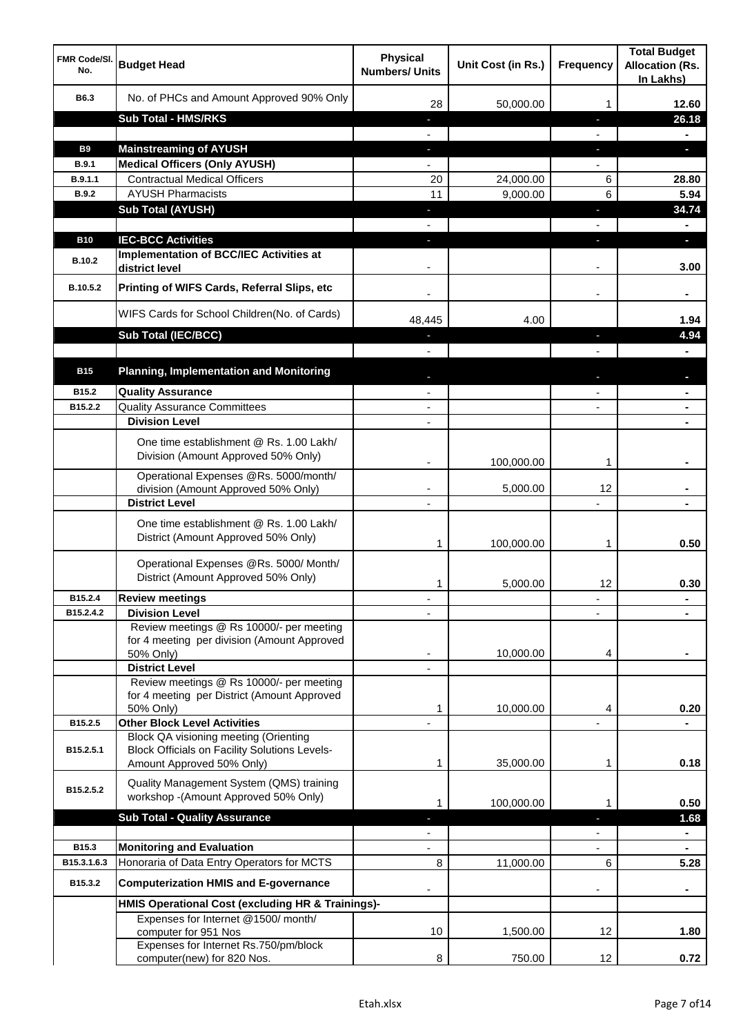| FMR Code/Sl. No. | Budget Head | Physical Numbers/ Units | Unit Cost (in Rs.) | Frequency | Total Budget Allocation (Rs. In Lakhs) |
|---|---|---|---|---|---|
| B6.3 | No. of PHCs and Amount Approved 90% Only | 28 | 50,000.00 | 1 | 12.60 |
| | **Sub Total - HMS/RKS** | - | | - | 26.18 |
| | | - | | - | - |
| B9 | **Mainstreaming of AYUSH** | - | | - | - |
| B.9.1 | **Medical Officers (Only AYUSH)** | - | | - | |
| B.9.1.1 | Contractual Medical Officers | 20 | 24,000.00 | 6 | 28.80 |
| B.9.2 | AYUSH Pharmacists | 11 | 9,000.00 | 6 | 5.94 |
| | **Sub Total (AYUSH)** | - | | - | 34.74 |
| | | - | | - | - |
| B10 | **IEC-BCC Activities** | - | | - | - |
| B.10.2 | **Implementation of BCC/IEC Activities at district level** | - | | - | 3.00 |
| B.10.5.2 | **Printing of WIFS Cards, Referral Slips, etc** | - | | - | - |
| | WIFS Cards for School Children(No. of Cards) | 48,445 | 4.00 | | 1.94 |
| | **Sub Total (IEC/BCC)** | - | | - | 4.94 |
| | | - | | - | - |
| B15 | **Planning, Implementation and Monitoring** | - | | - | - |
| B15.2 | **Quality Assurance** | - | | - | - |
| B15.2.2 | Quality Assurance Committees | - | | - | - |
| | **Division Level** | - | | | - |
| | One time establishment @ Rs. 1.00 Lakh/ Division (Amount Approved 50% Only) | - | 100,000.00 | 1 | - |
| | Operational Expenses @Rs. 5000/month/ division (Amount Approved 50% Only) | - | 5,000.00 | 12 | - |
| | **District Level** | - | | - | - |
| | One time establishment @ Rs. 1.00 Lakh/ District (Amount Approved 50% Only) | 1 | 100,000.00 | 1 | 0.50 |
| | Operational Expenses @Rs. 5000/ Month/ District (Amount Approved 50% Only) | 1 | 5,000.00 | 12 | 0.30 |
| B15.2.4 | **Review meetings** | - | | - | - |
| B15.2.4.2 | **Division Level** | - | | - | - |
| | Review meetings @ Rs 10000/- per meeting for 4 meeting per division (Amount Approved 50% Only) | - | 10,000.00 | 4 | - |
| | **District Level** | - | | | |
| | Review meetings @ Rs 10000/- per meeting for 4 meeting per District (Amount Approved 50% Only) | 1 | 10,000.00 | 4 | 0.20 |
| B15.2.5 | **Other Block Level Activities** | - | | - | - |
| B15.2.5.1 | Block QA visioning meeting (Orienting Block Officials on Facility Solutions Levels- Amount Approved 50% Only) | 1 | 35,000.00 | 1 | 0.18 |
| B15.2.5.2 | Quality Management System (QMS) training workshop -(Amount Approved 50% Only) | 1 | 100,000.00 | 1 | 0.50 |
| | **Sub Total - Quality Assurance** | - | | - | 1.68 |
| | | - | | - | - |
| B15.3 | **Monitoring and Evaluation** | - | | - | - |
| B15.3.1.6.3 | Honoraria of Data Entry Operators for MCTS | 8 | 11,000.00 | 6 | 5.28 |
| B15.3.2 | **Computerization HMIS and E-governance** | - | | - | - |
| | **HMIS Operational Cost (excluding HR & Trainings)-** | | | | |
| | Expenses for Internet @1500/ month/ computer for 951 Nos | 10 | 1,500.00 | 12 | 1.80 |
| | Expenses for Internet Rs.750/pm/block computer(new) for 820 Nos. | 8 | 750.00 | 12 | 0.72 |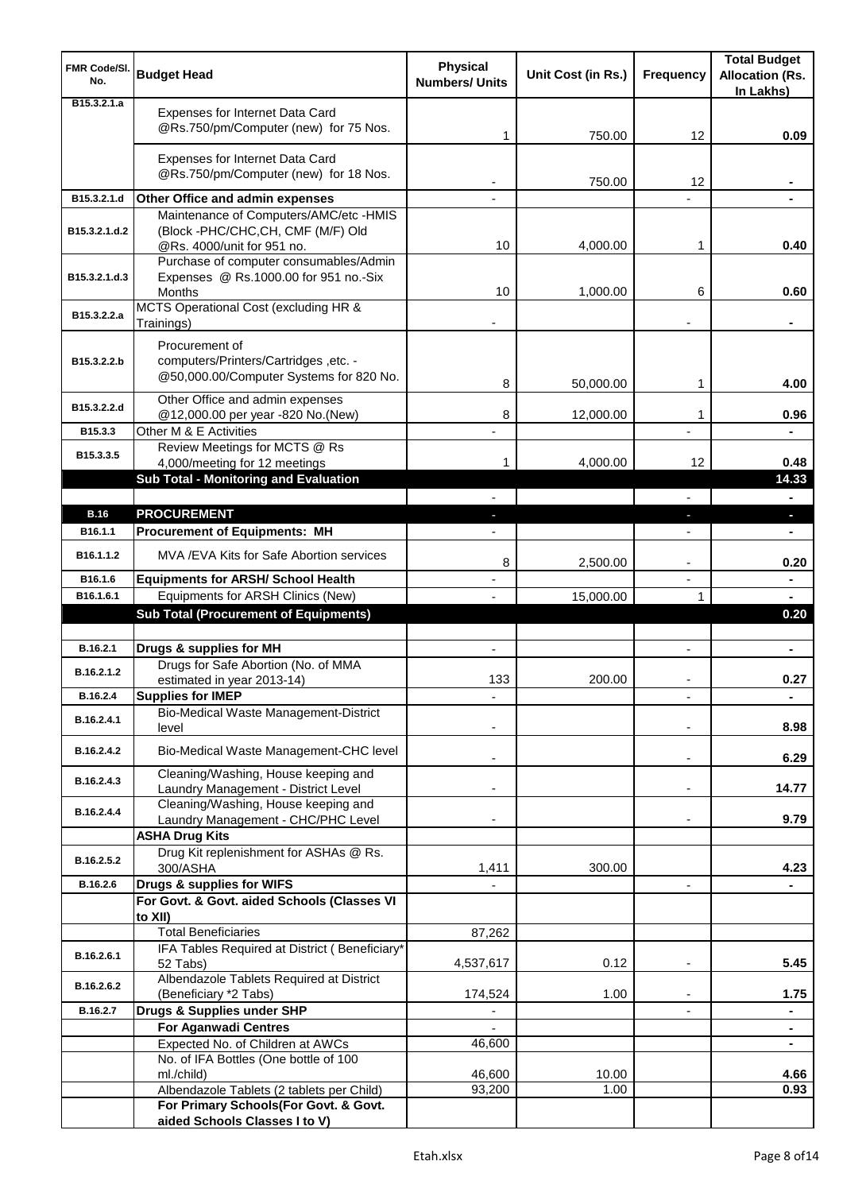| FMR Code/Sl. No. | Budget Head | Physical Numbers/ Units | Unit Cost (in Rs.) | Frequency | Total Budget Allocation (Rs. In Lakhs) |
|---|---|---|---|---|---|
| B15.3.2.1.a | Expenses for Internet Data Card @Rs.750/pm/Computer (new) for 75 Nos. | 1 | 750.00 | 12 | 0.09 |
| | Expenses for Internet Data Card @Rs.750/pm/Computer (new) for 18 Nos. | - | 750.00 | 12 | - |
| B15.3.2.1.d | **Other Office and admin expenses** | - | | - | - |
| B15.3.2.1.d.2 | Maintenance of Computers/AMC/etc -HMIS (Block -PHC/CHC,CH, CMF (M/F) Old @Rs. 4000/unit for 951 no. | 10 | 4,000.00 | 1 | 0.40 |
| B15.3.2.1.d.3 | Purchase of computer consumables/Admin Expenses @ Rs.1000.00 for 951 no.-Six Months | 10 | 1,000.00 | 6 | 0.60 |
| B15.3.2.2.a | MCTS Operational Cost (excluding HR & Trainings) | - | | - | - |
| B15.3.2.2.b | Procurement of computers/Printers/Cartridges ,etc. - @50,000.00/Computer Systems for 820 No. | 8 | 50,000.00 | 1 | 4.00 |
| B15.3.2.2.d | Other Office and admin expenses @12,000.00 per year -820 No.(New) | 8 | 12,000.00 | 1 | 0.96 |
| B15.3.3 | Other M & E Activities | - | | - | - |
| B15.3.3.5 | Review Meetings for MCTS @ Rs 4,000/meeting for 12 meetings | 1 | 4,000.00 | 12 | 0.48 |
| | **Sub Total - Monitoring and Evaluation** | | | | **14.33** |
| | | - | | - | - |
| **B.16** | **PROCUREMENT** | - | | - | - |
| B16.1.1 | **Procurement of Equipments: MH** | - | | - | - |
| B16.1.1.2 | MVA /EVA Kits for Safe Abortion services | 8 | 2,500.00 | - | 0.20 |
| B16.1.6 | **Equipments for ARSH/ School Health** | - | | - | - |
| B16.1.6.1 | Equipments for ARSH Clinics (New) | - | 15,000.00 | 1 | - |
| | **Sub Total (Procurement of Equipments)** | | | | **0.20** |
| | | | | | |
| B.16.2.1 | **Drugs & supplies for MH** | - | | - | - |
| B.16.2.1.2 | Drugs for Safe Abortion (No. of MMA estimated in year 2013-14) | 133 | 200.00 | - | 0.27 |
| B.16.2.4 | **Supplies for IMEP** | - | | - | - |
| B.16.2.4.1 | Bio-Medical Waste Management-District level | - | | - | 8.98 |
| B.16.2.4.2 | Bio-Medical Waste Management-CHC level | - | | - | 6.29 |
| B.16.2.4.3 | Cleaning/Washing, House keeping and Laundry Management - District Level | - | | - | 14.77 |
| B.16.2.4.4 | Cleaning/Washing, House keeping and Laundry Management - CHC/PHC Level | - | | - | 9.79 |
| | **ASHA Drug Kits** | | | | |
| B.16.2.5.2 | Drug Kit replenishment for ASHAs @ Rs. 300/ASHA | 1,411 | 300.00 | | 4.23 |
| B.16.2.6 | **Drugs & supplies for WIFS** | - | | - | - |
| | **For Govt. & Govt. aided Schools (Classes VI to XII)** | | | | |
| | Total Beneficiaries | 87,262 | | | |
| B.16.2.6.1 | IFA Tables Required at District ( Beneficiary* 52 Tabs) | 4,537,617 | 0.12 | - | 5.45 |
| B.16.2.6.2 | Albendazole Tablets Required at District (Beneficiary *2 Tabs) | 174,524 | 1.00 | - | 1.75 |
| B.16.2.7 | **Drugs & Supplies under SHP** | - | | - | - |
| | **For Aganwadi Centres** | - | | | - |
| | Expected No. of Children at AWCs | 46,600 | | | - |
| | No. of IFA Bottles (One bottle of 100 ml./child) | 46,600 | 10.00 | | 4.66 |
| | Albendazole Tablets (2 tablets per Child) | 93,200 | 1.00 | | 0.93 |
| | **For Primary Schools(For Govt. & Govt. aided Schools Classes I to V)** | | | | |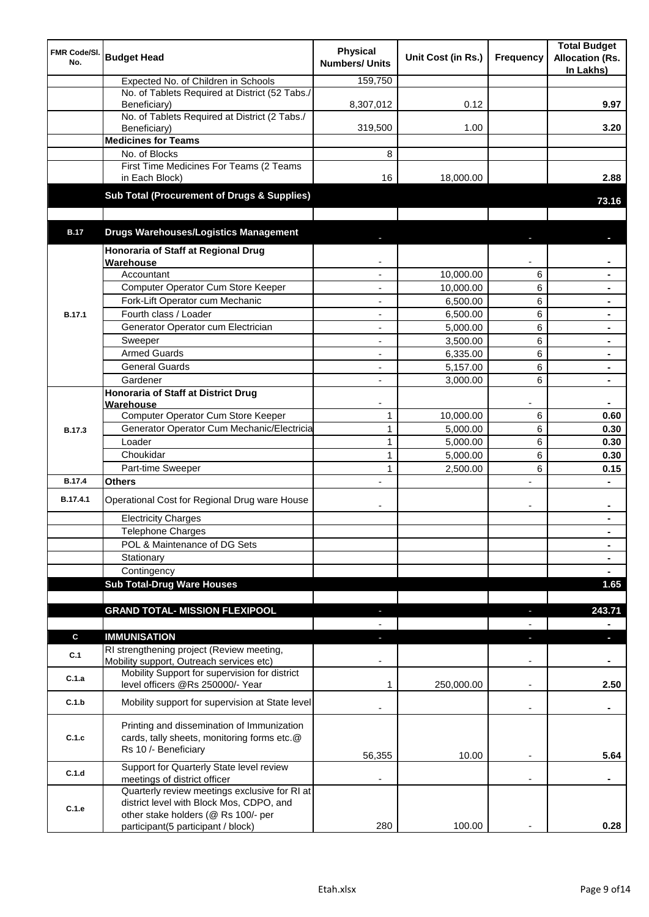| FMR Code/Sl. No. | Budget Head | Physical Numbers/ Units | Unit Cost (in Rs.) | Frequency | Total Budget Allocation (Rs. In Lakhs) |
|---|---|---|---|---|---|
| | Expected No. of Children in Schools | 159,750 | | | |
| | No. of Tablets Required at District (52 Tabs./ Beneficiary) | 8,307,012 | 0.12 | | 9.97 |
| | No. of Tablets Required at District (2 Tabs./ Beneficiary) | 319,500 | 1.00 | | 3.20 |
| | **Medicines for Teams** | | | | |
| | No. of Blocks | 8 | | | |
| | First Time Medicines For Teams (2 Teams in Each Block) | 16 | 18,000.00 | | 2.88 |
| | **Sub Total (Procurement of Drugs & Supplies)** | | | | **73.16** |
| | | | | | |
| **B.17** | **Drugs Warehouses/Logistics Management** | - | | - | - |
| B.17.1 | **Honoraria of Staff at Regional Drug Warehouse** | - | | - | - |
| | Accountant | - | 10,000.00 | 6 | - |
| | Computer Operator Cum Store Keeper | - | 10,000.00 | 6 | - |
| | Fork-Lift Operator cum Mechanic | - | 6,500.00 | 6 | - |
| | Fourth class / Loader | - | 6,500.00 | 6 | - |
| | Generator Operator cum Electrician | - | 5,000.00 | 6 | - |
| | Sweeper | - | 3,500.00 | 6 | - |
| | Armed Guards | - | 6,335.00 | 6 | - |
| | General Guards | - | 5,157.00 | 6 | - |
| | Gardener | - | 3,000.00 | 6 | - |
| B.17.3 | **Honoraria of Staff at District Drug Warehouse** | - | | - | - |
| | Computer Operator Cum Store Keeper | 1 | 10,000.00 | 6 | 0.60 |
| | Generator Operator Cum Mechanic/Electricia | 1 | 5,000.00 | 6 | 0.30 |
| | Loader | 1 | 5,000.00 | 6 | 0.30 |
| | Choukidar | 1 | 5,000.00 | 6 | 0.30 |
| | Part-time Sweeper | 1 | 2,500.00 | 6 | 0.15 |
| B.17.4 | **Others** | - | | - | - |
| B.17.4.1 | Operational Cost for Regional Drug ware House | - | | - | - |
| | Electricity Charges | | | | - |
| | Telephone Charges | | | | - |
| | POL & Maintenance of DG Sets | | | | - |
| | Stationary | | | | - |
| | Contingency | | | | - |
| | **Sub Total-Drug Ware Houses** | | | | **1.65** |
| | | | | | |
| | **GRAND TOTAL- MISSION FLEXIPOOL** | - | | - | **243.71** |
| | | - | | - | - |
| **C** | **IMMUNISATION** | - | | - | - |
| C.1 | RI strengthening project (Review meeting, Mobility support, Outreach services etc) | - | | - | - |
| C.1.a | Mobility Support for supervision for district level officers @Rs 250000/- Year | 1 | 250,000.00 | - | 2.50 |
| C.1.b | Mobility support for supervision at State level | - | | - | - |
| C.1.c | Printing and dissemination of Immunization cards, tally sheets, monitoring forms etc.@ Rs 10 /- Beneficiary | 56,355 | 10.00 | - | 5.64 |
| C.1.d | Support for Quarterly State level review meetings of district officer | - | | - | - |
| C.1.e | Quarterly review meetings exclusive for RI at district level with Block Mos, CDPO, and other stake holders (@ Rs 100/- per participant(5 participant / block) | 280 | 100.00 | - | 0.28 |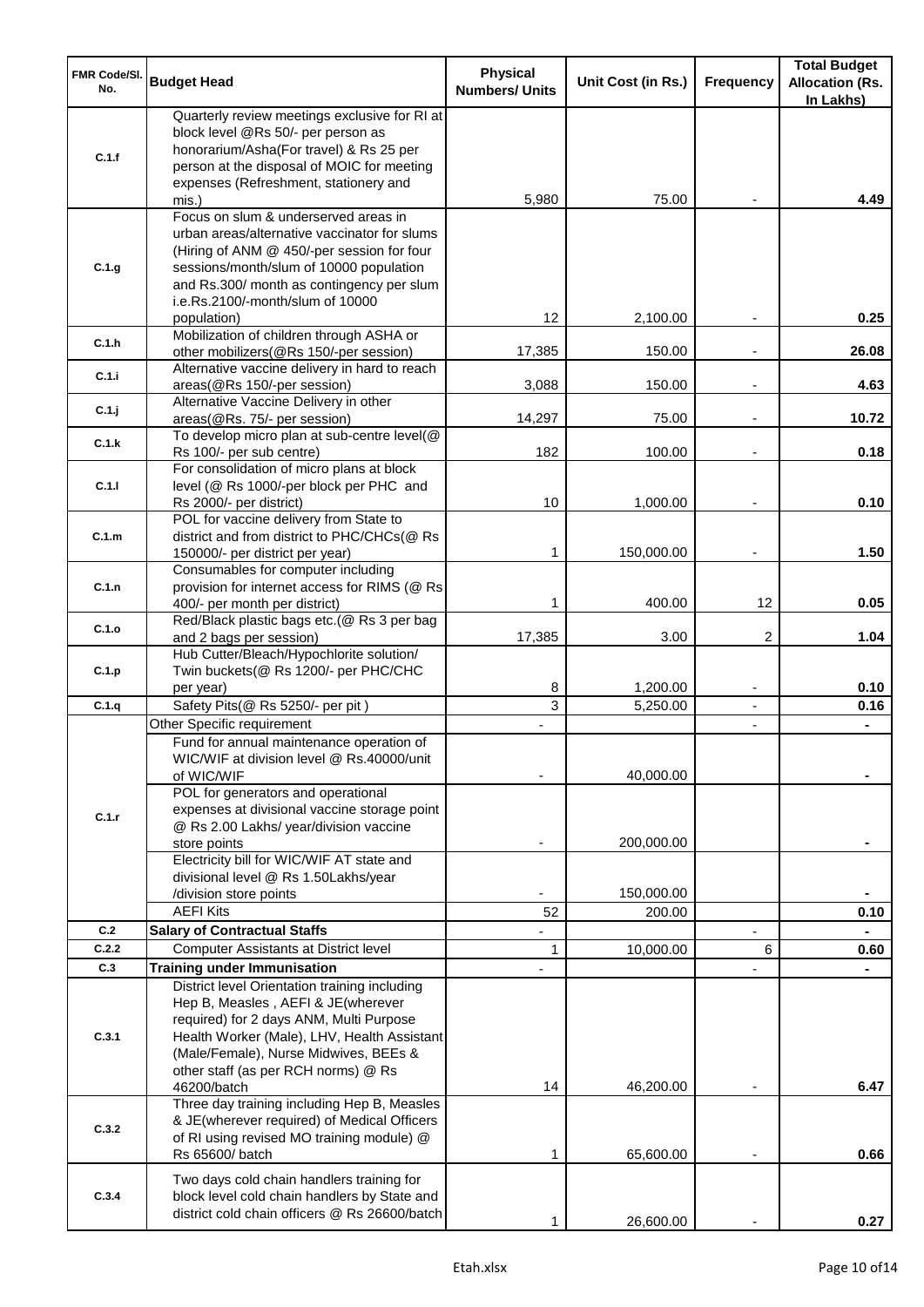| FMR Code/Sl. No. | Budget Head | Physical Numbers/ Units | Unit Cost (in Rs.) | Frequency | Total Budget Allocation (Rs. In Lakhs) |
|---|---|---|---|---|---|
| C.1.f | Quarterly review meetings exclusive for RI at block level @Rs 50/- per person as honorarium/Asha(For travel) & Rs 25 per person at the disposal of MOIC for meeting expenses (Refreshment, stationery and mis.) | 5,980 | 75.00 | - | 4.49 |
| C.1.g | Focus on slum & underserved areas in urban areas/alternative vaccinator for slums (Hiring of ANM @ 450/-per session for four sessions/month/slum of 10000 population and Rs.300/ month as contingency per slum i.e.Rs.2100/-month/slum of 10000 population) | 12 | 2,100.00 | - | 0.25 |
| C.1.h | Mobilization of children through ASHA or other mobilizers(@Rs 150/-per session) | 17,385 | 150.00 | - | 26.08 |
| C.1.i | Alternative vaccine delivery in hard to reach areas(@Rs 150/-per session) | 3,088 | 150.00 | - | 4.63 |
| C.1.j | Alternative Vaccine Delivery in other areas(@Rs. 75/- per session) | 14,297 | 75.00 | - | 10.72 |
| C.1.k | To develop micro plan at sub-centre level(@ Rs 100/- per sub centre) | 182 | 100.00 | - | 0.18 |
| C.1.l | For consolidation of micro plans at block level (@ Rs 1000/-per block per PHC and Rs 2000/- per district) | 10 | 1,000.00 | - | 0.10 |
| C.1.m | POL for vaccine delivery from State to district and from district to PHC/CHCs(@ Rs 150000/- per district per year) | 1 | 150,000.00 | - | 1.50 |
| C.1.n | Consumables for computer including provision for internet access for RIMS (@ Rs 400/- per month per district) | 1 | 400.00 | 12 | 0.05 |
| C.1.o | Red/Black plastic bags etc.(@ Rs 3 per bag and 2 bags per session) | 17,385 | 3.00 | 2 | 1.04 |
| C.1.p | Hub Cutter/Bleach/Hypochlorite solution/ Twin buckets(@ Rs 1200/- per PHC/CHC per year) | 8 | 1,200.00 | - | 0.10 |
| C.1.q | Safety Pits(@ Rs 5250/- per pit ) | 3 | 5,250.00 | - | 0.16 |
| C.1.r | Other Specific requirement | - | | - | - |
| | Fund for annual maintenance operation of WIC/WIF at division level @ Rs.40000/unit of WIC/WIF | - | 40,000.00 | | - |
| | POL for generators and operational expenses at divisional vaccine storage point @ Rs 2.00 Lakhs/ year/division vaccine store points | - | 200,000.00 | | - |
| | Electricity bill for WIC/WIF AT state and divisional level @ Rs 1.50Lakhs/year /division store points | - | 150,000.00 | | - |
| | AEFI Kits | 52 | 200.00 | | 0.10 |
| C.2 | **Salary of Contractual Staffs** | - | | - | - |
| C.2.2 | Computer Assistants at District level | 1 | 10,000.00 | 6 | 0.60 |
| C.3 | **Training under Immunisation** | - | | - | - |
| C.3.1 | District level Orientation training including Hep B, Measles , AEFI & JE(wherever required) for 2 days ANM, Multi Purpose Health Worker (Male), LHV, Health Assistant (Male/Female), Nurse Midwives, BEEs & other staff (as per RCH norms) @ Rs 46200/batch | 14 | 46,200.00 | - | 6.47 |
| C.3.2 | Three day training including Hep B, Measles & JE(wherever required) of Medical Officers of RI using revised MO training module) @ Rs 65600/ batch | 1 | 65,600.00 | - | 0.66 |
| C.3.4 | Two days cold chain handlers training for block level cold chain handlers by State and district cold chain officers @ Rs 26600/batch | 1 | 26,600.00 | - | 0.27 |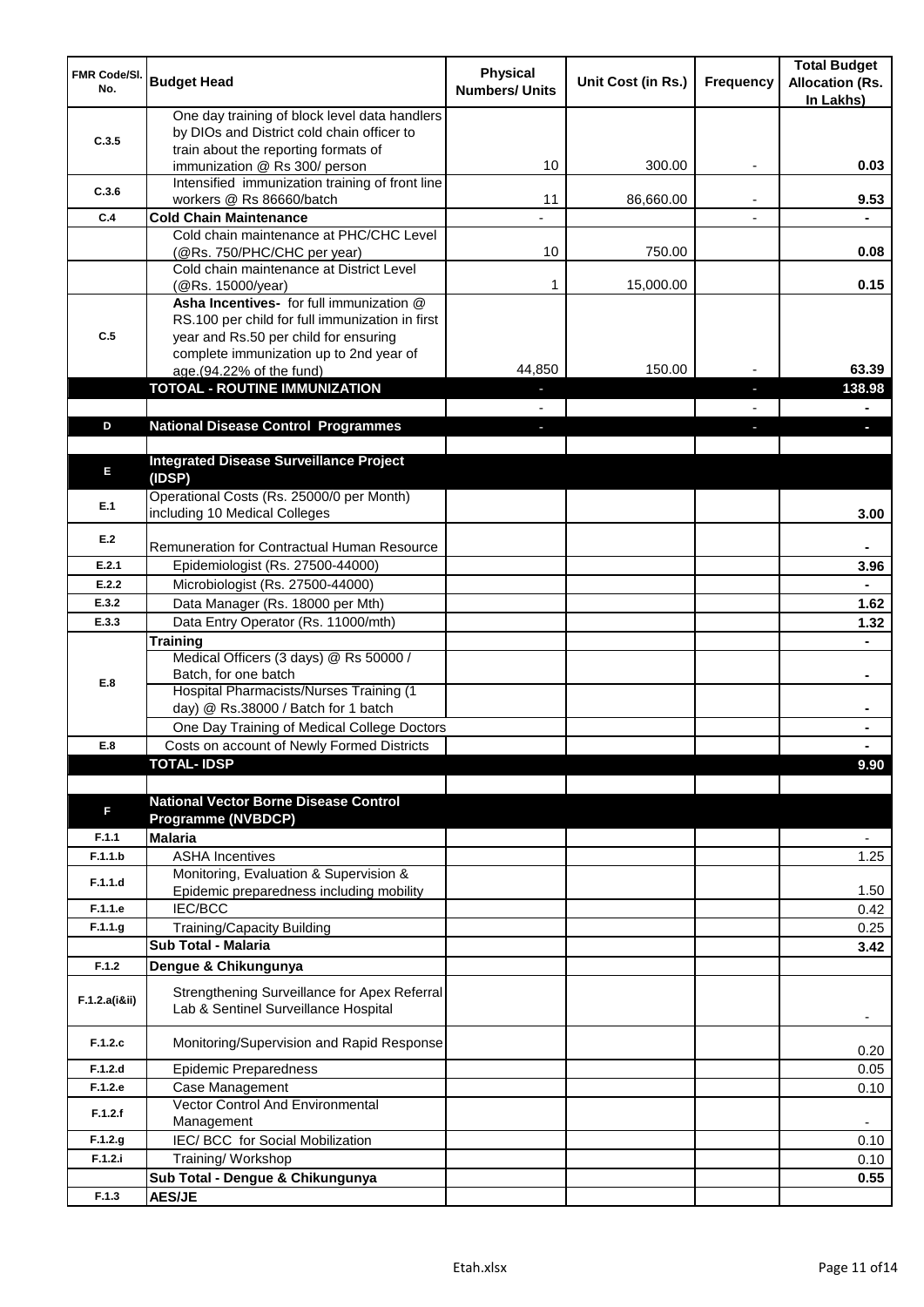| FMR Code/Sl. No. | Budget Head | Physical Numbers/ Units | Unit Cost (in Rs.) | Frequency | Total Budget Allocation (Rs. In Lakhs) |
|---|---|---|---|---|---|
| C.3.5 | One day training of block level data handlers by DIOs and District cold chain officer to train about the reporting formats of immunization @ Rs 300/ person | 10 | 300.00 | - | 0.03 |
| C.3.6 | Intensified immunization training of front line workers @ Rs 86660/batch | 11 | 86,660.00 | - | 9.53 |
| C.4 | **Cold Chain Maintenance** | - | | - | - |
| | Cold chain maintenance at PHC/CHC Level (@Rs. 750/PHC/CHC per year) | 10 | 750.00 | | 0.08 |
| | Cold chain maintenance at District Level (@Rs. 15000/year) | 1 | 15,000.00 | | 0.15 |
| C.5 | **Asha Incentives-** for full immunization @ RS.100 per child for full immunization in first year and Rs.50 per child for ensuring complete immunization up to 2nd year of age.(94.22% of the fund) | 44,850 | 150.00 | - | 63.39 |
| | **TOTOAL - ROUTINE IMMUNIZATION** | - | | - | **138.98** |
| | | - | | - | - |
| D | **National Disease Control Programmes** | - | | - | - |
| | | | | | |
| E | **Integrated Disease Surveillance Project (IDSP)** | | | | |
| E.1 | Operational Costs (Rs. 25000/0 per Month) including 10 Medical Colleges | | | | 3.00 |
| E.2 | Remuneration for Contractual Human Resource | | | | - |
| E.2.1 | Epidemiologist (Rs. 27500-44000) | | | | 3.96 |
| E.2.2 | Microbiologist (Rs. 27500-44000) | | | | - |
| E.3.2 | Data Manager (Rs. 18000 per Mth) | | | | 1.62 |
| E.3.3 | Data Entry Operator (Rs. 11000/mth) | | | | 1.32 |
| E.8 | **Training** | | | | - |
| | Medical Officers (3 days) @ Rs 50000 / Batch, for one batch | | | | - |
| | Hospital Pharmacists/Nurses Training (1 day) @ Rs.38000 / Batch for 1 batch | | | | - |
| | One Day Training of Medical College Doctors | | | | - |
| E.8 | Costs on account of Newly Formed Districts | | | | - |
| | **TOTAL- IDSP** | | | | **9.90** |
| | | | | | |
| F | **National Vector Borne Disease Control Programme (NVBDCP)** | | | | |
| F.1.1 | **Malaria** | | | | - |
| F.1.1.b | ASHA Incentives | | | | 1.25 |
| F.1.1.d | Monitoring, Evaluation & Supervision & Epidemic preparedness including mobility | | | | 1.50 |
| F.1.1.e | IEC/BCC | | | | 0.42 |
| F.1.1.g | Training/Capacity Building | | | | 0.25 |
| | **Sub Total - Malaria** | | | | **3.42** |
| F.1.2 | **Dengue & Chikungunya** | | | | |
| F.1.2.a(i&ii) | Strengthening Surveillance for Apex Referral Lab & Sentinel Surveillance Hospital | | | | - |
| F.1.2.c | Monitoring/Supervision and Rapid Response | | | | 0.20 |
| F.1.2.d | Epidemic Preparedness | | | | 0.05 |
| F.1.2.e | Case Management | | | | 0.10 |
| F.1.2.f | Vector Control And Environmental Management | | | | - |
| F.1.2.g | IEC/ BCC for Social Mobilization | | | | 0.10 |
| F.1.2.i | Training/ Workshop | | | | 0.10 |
| | **Sub Total - Dengue & Chikungunya** | | | | **0.55** |
| F.1.3 | **AES/JE** | | | | |

Etah.xlsx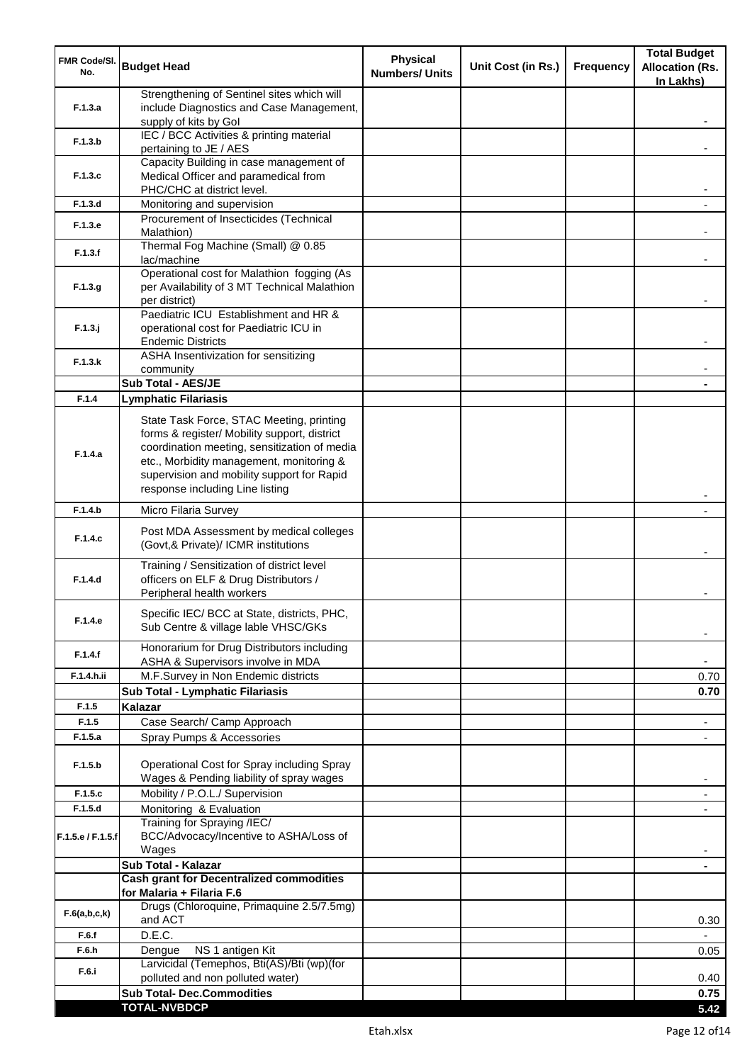| FMR Code/Sl. No. | Budget Head | Physical Numbers/ Units | Unit Cost (in Rs.) | Frequency | Total Budget Allocation (Rs. In Lakhs) |
|---|---|---|---|---|---|
| F.1.3.a | Strengthening of Sentinel sites which will include Diagnostics and Case Management, supply of kits by GoI | | | | - |
| F.1.3.b | IEC / BCC Activities & printing material pertaining to JE / AES | | | | - |
| F.1.3.c | Capacity Building in case management of Medical Officer and paramedical from PHC/CHC at district level. | | | | - |
| F.1.3.d | Monitoring and supervision | | | | - |
| F.1.3.e | Procurement of Insecticides (Technical Malathion) | | | | - |
| F.1.3.f | Thermal Fog Machine (Small) @ 0.85 lac/machine | | | | - |
| F.1.3.g | Operational cost for Malathion fogging (As per Availability of 3 MT Technical Malathion per district) | | | | - |
| F.1.3.j | Paediatric ICU Establishment and HR & operational cost for Paediatric ICU in Endemic Districts | | | | - |
| F.1.3.k | ASHA Insentivization for sensitizing community | | | | - |
| | **Sub Total - AES/JE** | | | | **-** |
| F.1.4 | **Lymphatic Filariasis** | | | | |
| F.1.4.a | State Task Force, STAC Meeting, printing forms & register/ Mobility support, district coordination meeting, sensitization of media etc., Morbidity management, monitoring & supervision and mobility support for Rapid response including Line listing | | | | - |
| F.1.4.b | Micro Filaria Survey | | | | - |
| F.1.4.c | Post MDA Assessment by medical colleges (Govt,& Private)/ ICMR institutions | | | | - |
| F.1.4.d | Training / Sensitization of district level officers on ELF & Drug Distributors / Peripheral health workers | | | | - |
| F.1.4.e | Specific IEC/ BCC at State, districts, PHC, Sub Centre & village lable VHSC/GKs | | | | - |
| F.1.4.f | Honorarium for Drug Distributors including ASHA & Supervisors involve in MDA | | | | - |
| F.1.4.h.ii | M.F.Survey in Non Endemic districts | | | | 0.70 |
| | **Sub Total - Lymphatic Filariasis** | | | | **0.70** |
| F.1.5 | **Kalazar** | | | | |
| F.1.5 | Case Search/ Camp Approach | | | | - |
| F.1.5.a | Spray Pumps & Accessories | | | | - |
| F.1.5.b | Operational Cost for Spray including Spray Wages & Pending liability of spray wages | | | | - |
| F.1.5.c | Mobility / P.O.L./ Supervision | | | | - |
| F.1.5.d | Monitoring & Evaluation | | | | - |
| F.1.5.e / F.1.5.f | Training for Spraying /IEC/ BCC/Advocacy/Incentive to ASHA/Loss of Wages | | | | - |
| | **Sub Total - Kalazar** | | | | **-** |
| | **Cash grant for Decentralized commodities for Malaria + Filaria F.6** | | | | |
| F.6(a,b,c,k) | Drugs (Chloroquine, Primaquine 2.5/7.5mg) and ACT | | | | 0.30 |
| F.6.f | D.E.C. | | | | - |
| F.6.h | Dengue NS 1 antigen Kit | | | | 0.05 |
| F.6.i | Larvicidal (Temephos, Bti(AS)/Bti (wp)(for polluted and non polluted water) | | | | 0.40 |
| | **Sub Total- Dec.Commodities** | | | | **0.75** |
| | **TOTAL-NVBDCP** | | | | **5.42** |

Etah.xlsx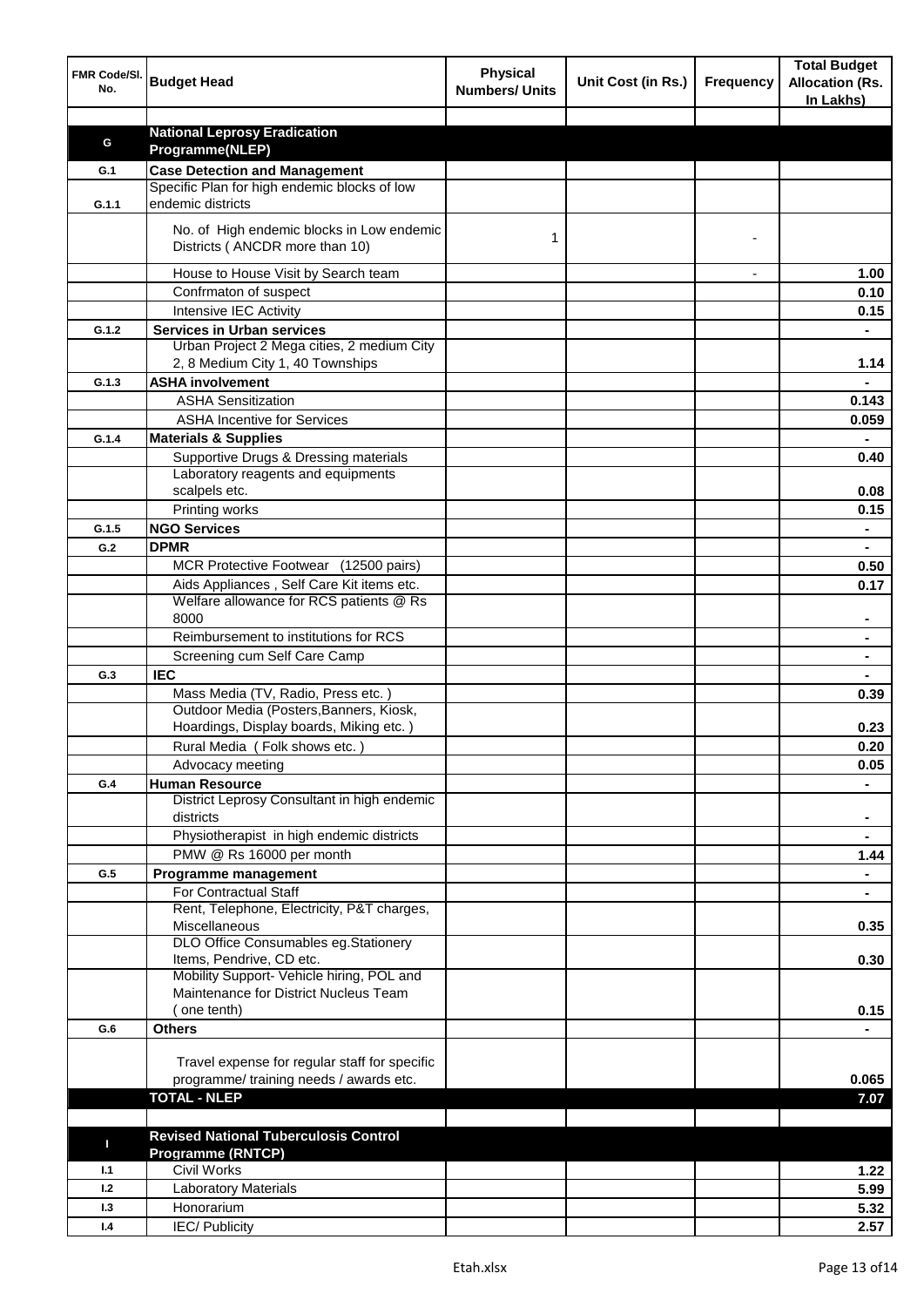| FMR Code/Sl. No. | Budget Head | Physical Numbers/ Units | Unit Cost (in Rs.) | Frequency | Total Budget Allocation (Rs. In Lakhs) |
|---|---|---|---|---|---|
| | | | | | |
| G | **National Leprosy Eradication Programme(NLEP)** | | | | |
| G.1 | **Case Detection and Management** | | | | |
| G.1.1 | Specific Plan for high endemic blocks of low endemic districts | | | | |
| | No. of High endemic blocks in Low endemic Districts ( ANCDR more than 10) | 1 | | - | |
| | House to House Visit by Search team | | | - | 1.00 |
| | Confrmaton of suspect | | | | 0.10 |
| | Intensive IEC Activity | | | | 0.15 |
| G.1.2 | **Services in Urban services** | | | | - |
| | Urban Project 2 Mega cities, 2 medium City 2, 8 Medium City 1, 40 Townships | | | | 1.14 |
| G.1.3 | **ASHA involvement** | | | | - |
| | ASHA Sensitization | | | | 0.143 |
| | ASHA Incentive for Services | | | | 0.059 |
| G.1.4 | **Materials & Supplies** | | | | - |
| | Supportive Drugs & Dressing materials | | | | 0.40 |
| | Laboratory reagents and equipments scalpels etc. | | | | 0.08 |
| | Printing works | | | | 0.15 |
| G.1.5 | **NGO Services** | | | | - |
| G.2 | **DPMR** | | | | - |
| | MCR Protective Footwear (12500 pairs) | | | | 0.50 |
| | Aids Appliances , Self Care Kit items etc. | | | | 0.17 |
| | Welfare allowance for RCS patients @ Rs 8000 | | | | - |
| | Reimbursement to institutions for RCS | | | | - |
| | Screening cum Self Care Camp | | | | - |
| G.3 | **IEC** | | | | - |
| | Mass Media (TV, Radio, Press etc. ) | | | | 0.39 |
| | Outdoor Media (Posters,Banners, Kiosk, Hoardings, Display boards, Miking etc. ) | | | | 0.23 |
| | Rural Media ( Folk shows etc. ) | | | | 0.20 |
| | Advocacy meeting | | | | 0.05 |
| G.4 | **Human Resource** | | | | - |
| | District Leprosy Consultant in high endemic districts | | | | - |
| | Physiotherapist in high endemic districts | | | | - |
| | PMW @ Rs 16000 per month | | | | 1.44 |
| G.5 | **Programme management** | | | | - |
| | For Contractual Staff | | | | - |
| | Rent, Telephone, Electricity, P&T charges, Miscellaneous | | | | 0.35 |
| | DLO Office Consumables eg.Stationery Items, Pendrive, CD etc. | | | | 0.30 |
| | Mobility Support- Vehicle hiring, POL and Maintenance for District Nucleus Team ( one tenth) | | | | 0.15 |
| G.6 | **Others** | | | | - |
| | Travel expense for regular staff for specific programme/ training needs / awards etc. | | | | 0.065 |
| | **TOTAL - NLEP** | | | | **7.07** |
| | | | | | |
| I | **Revised National Tuberculosis Control Programme (RNTCP)** | | | | |
| I.1 | Civil Works | | | | 1.22 |
| I.2 | Laboratory Materials | | | | 5.99 |
| I.3 | Honorarium | | | | 5.32 |
| I.4 | IEC/ Publicity | | | | 2.57 |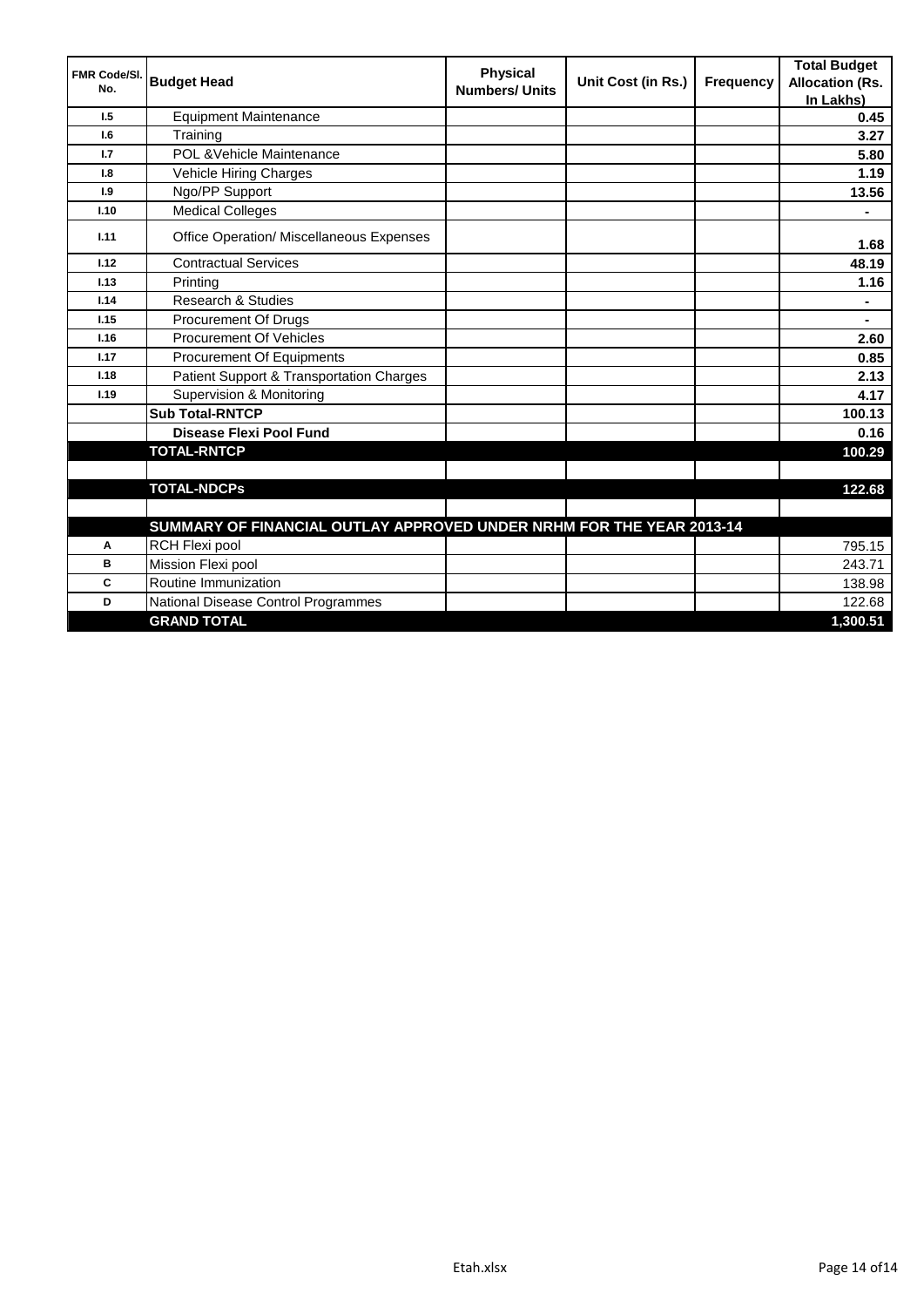| FMR Code/Sl. No. | Budget Head | Physical Numbers/ Units | Unit Cost (in Rs.) | Frequency | Total Budget Allocation (Rs. In Lakhs) |
|---|---|---|---|---|---|
| I.5 | Equipment Maintenance | | | | **0.45** |
| I.6 | Training | | | | **3.27** |
| I.7 | POL &Vehicle Maintenance | | | | **5.80** |
| I.8 | Vehicle Hiring Charges | | | | **1.19** |
| I.9 | Ngo/PP Support | | | | **13.56** |
| I.10 | Medical Colleges | | | | **-** |
| I.11 | Office Operation/ Miscellaneous Expenses | | | | **1.68** |
| I.12 | Contractual Services | | | | **48.19** |
| I.13 | Printing | | | | **1.16** |
| I.14 | Research & Studies | | | | **-** |
| I.15 | Procurement Of Drugs | | | | **-** |
| I.16 | Procurement Of Vehicles | | | | **2.60** |
| I.17 | Procurement Of Equipments | | | | **0.85** |
| I.18 | Patient Support & Transportation Charges | | | | **2.13** |
| I.19 | Supervision & Monitoring | | | | **4.17** |
| | **Sub Total-RNTCP** | | | | **100.13** |
| | **Disease Flexi Pool Fund** | | | | **0.16** |
| | **TOTAL-RNTCP** | | | | **100.29** |
| | | | | | |
| | **TOTAL-NDCPs** | | | | **122.68** |
| | | | | | |
| | **SUMMARY OF FINANCIAL OUTLAY APPROVED UNDER NRHM FOR THE YEAR 2013-14** | | | | |
| A | RCH Flexi pool | | | | 795.15 |
| B | Mission Flexi pool | | | | 243.71 |
| C | Routine Immunization | | | | 138.98 |
| D | National Disease Control Programmes | | | | 122.68 |
| | **GRAND TOTAL** | | | | **1,300.51** |

Etah.xlsx